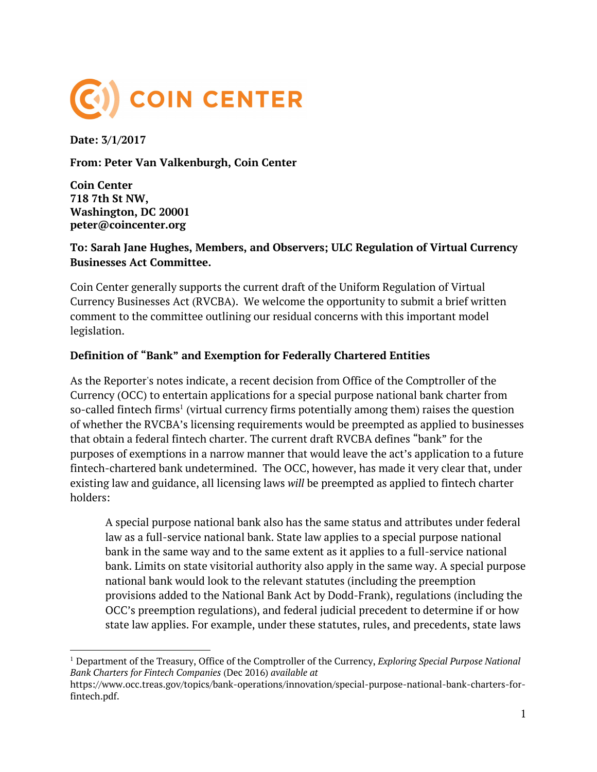# COIN CENTER

**Date: 3/1/2017**

**From: Peter Van Valkenburgh, Coin Center**

**Coin Center**
**718 7th St NW,**
**Washington, DC 20001**
**peter@coincenter.org**

**To: Sarah Jane Hughes, Members, and Observers; ULC Regulation of Virtual Currency Businesses Act Committee.**

Coin Center generally supports the current draft of the Uniform Regulation of Virtual Currency Businesses Act (RVCBA). We welcome the opportunity to submit a brief written comment to the committee outlining our residual concerns with this important model legislation.

**Definition of "Bank" and Exemption for Federally Chartered Entities**

As the Reporter's notes indicate, a recent decision from Office of the Comptroller of the Currency (OCC) to entertain applications for a special purpose national bank charter from so-called fintech firms[1] (virtual currency firms potentially among them) raises the question of whether the RVCBA's licensing requirements would be preempted as applied to businesses that obtain a federal fintech charter. The current draft RVCBA defines "bank" for the purposes of exemptions in a narrow manner that would leave the act's application to a future fintech-chartered bank undetermined. The OCC, however, has made it very clear that, under existing law and guidance, all licensing laws *will* be preempted as applied to fintech charter holders:

> A special purpose national bank also has the same status and attributes under federal law as a full-service national bank. State law applies to a special purpose national bank in the same way and to the same extent as it applies to a full-service national bank. Limits on state visitorial authority also apply in the same way. A special purpose national bank would look to the relevant statutes (including the preemption provisions added to the National Bank Act by Dodd-Frank), regulations (including the OCC's preemption regulations), and federal judicial precedent to determine if or how state law applies. For example, under these statutes, rules, and precedents, state laws

[1] Department of the Treasury, Office of the Comptroller of the Currency, *Exploring Special Purpose National Bank Charters for Fintech Companies* (Dec 2016) *available at* https://www.occ.treas.gov/topics/bank-operations/innovation/special-purpose-national-bank-charters-for-fintech.pdf.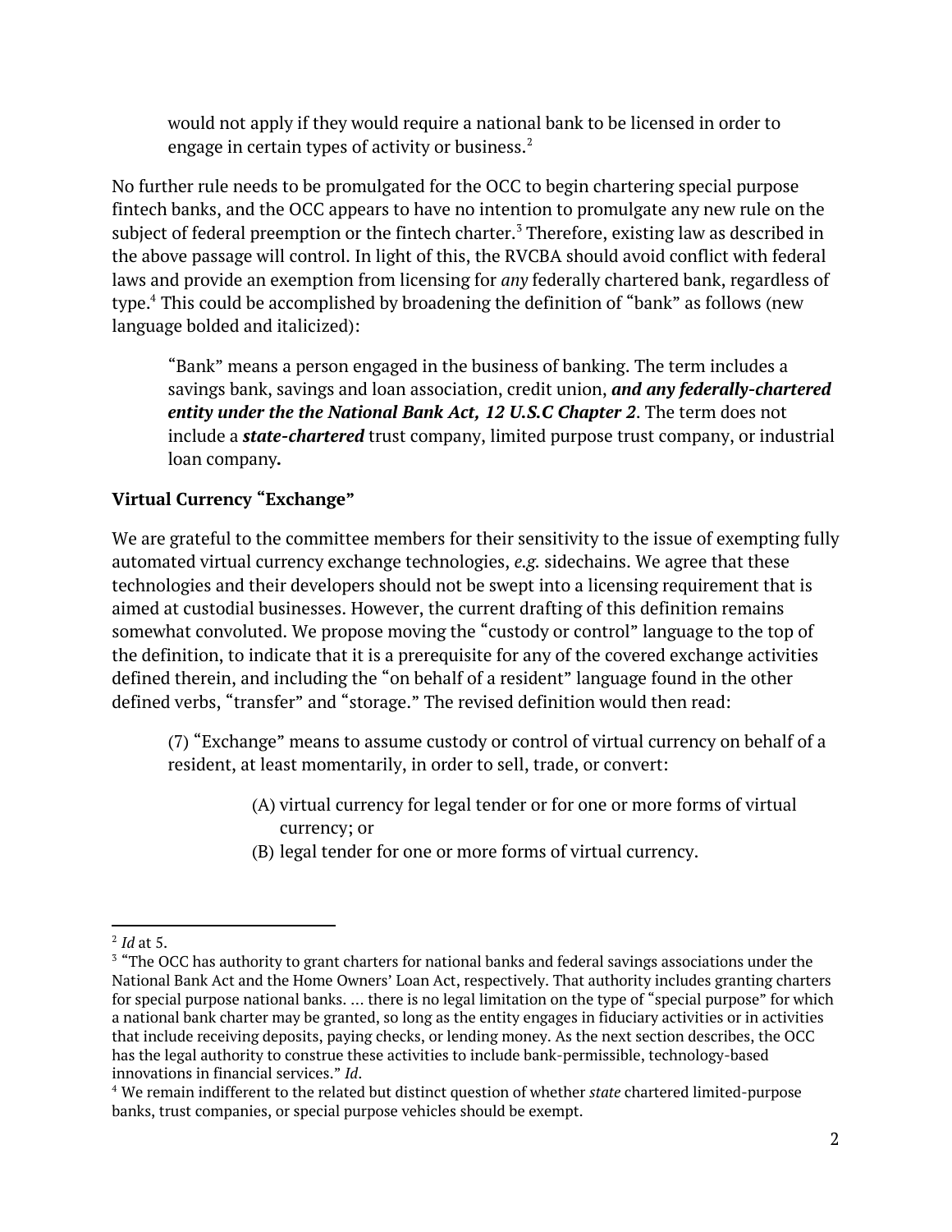> would not apply if they would require a national bank to be licensed in order to engage in certain types of activity or business.[2]

No further rule needs to be promulgated for the OCC to begin chartering special purpose fintech banks, and the OCC appears to have no intention to promulgate any new rule on the subject of federal preemption or the fintech charter.[3] Therefore, existing law as described in the above passage will control. In light of this, the RVCBA should avoid conflict with federal laws and provide an exemption from licensing for *any* federally chartered bank, regardless of type.[4] This could be accomplished by broadening the definition of "bank" as follows (new language bolded and italicized):

> "Bank" means a person engaged in the business of banking. The term includes a savings bank, savings and loan association, credit union, ***and any federally-chartered entity under the the National Bank Act, 12 U.S.C Chapter 2***. The term does not include a ***state-chartered*** trust company, limited purpose trust company, or industrial loan company**.**

**Virtual Currency "Exchange"**

We are grateful to the committee members for their sensitivity to the issue of exempting fully automated virtual currency exchange technologies, *e.g.* sidechains. We agree that these technologies and their developers should not be swept into a licensing requirement that is aimed at custodial businesses. However, the current drafting of this definition remains somewhat convoluted. We propose moving the "custody or control" language to the top of the definition, to indicate that it is a prerequisite for any of the covered exchange activities defined therein, and including the "on behalf of a resident" language found in the other defined verbs, "transfer" and "storage." The revised definition would then read:

> (7) "Exchange" means to assume custody or control of virtual currency on behalf of a resident, at least momentarily, in order to sell, trade, or convert:
>
> (A) virtual currency for legal tender or for one or more forms of virtual currency; or
>
> (B) legal tender for one or more forms of virtual currency.

---

[2] *Id* at 5.

[3] "The OCC has authority to grant charters for national banks and federal savings associations under the National Bank Act and the Home Owners' Loan Act, respectively. That authority includes granting charters for special purpose national banks. … there is no legal limitation on the type of "special purpose" for which a national bank charter may be granted, so long as the entity engages in fiduciary activities or in activities that include receiving deposits, paying checks, or lending money. As the next section describes, the OCC has the legal authority to construe these activities to include bank-permissible, technology-based innovations in financial services." *Id*.

[4] We remain indifferent to the related but distinct question of whether *state* chartered limited-purpose banks, trust companies, or special purpose vehicles should be exempt.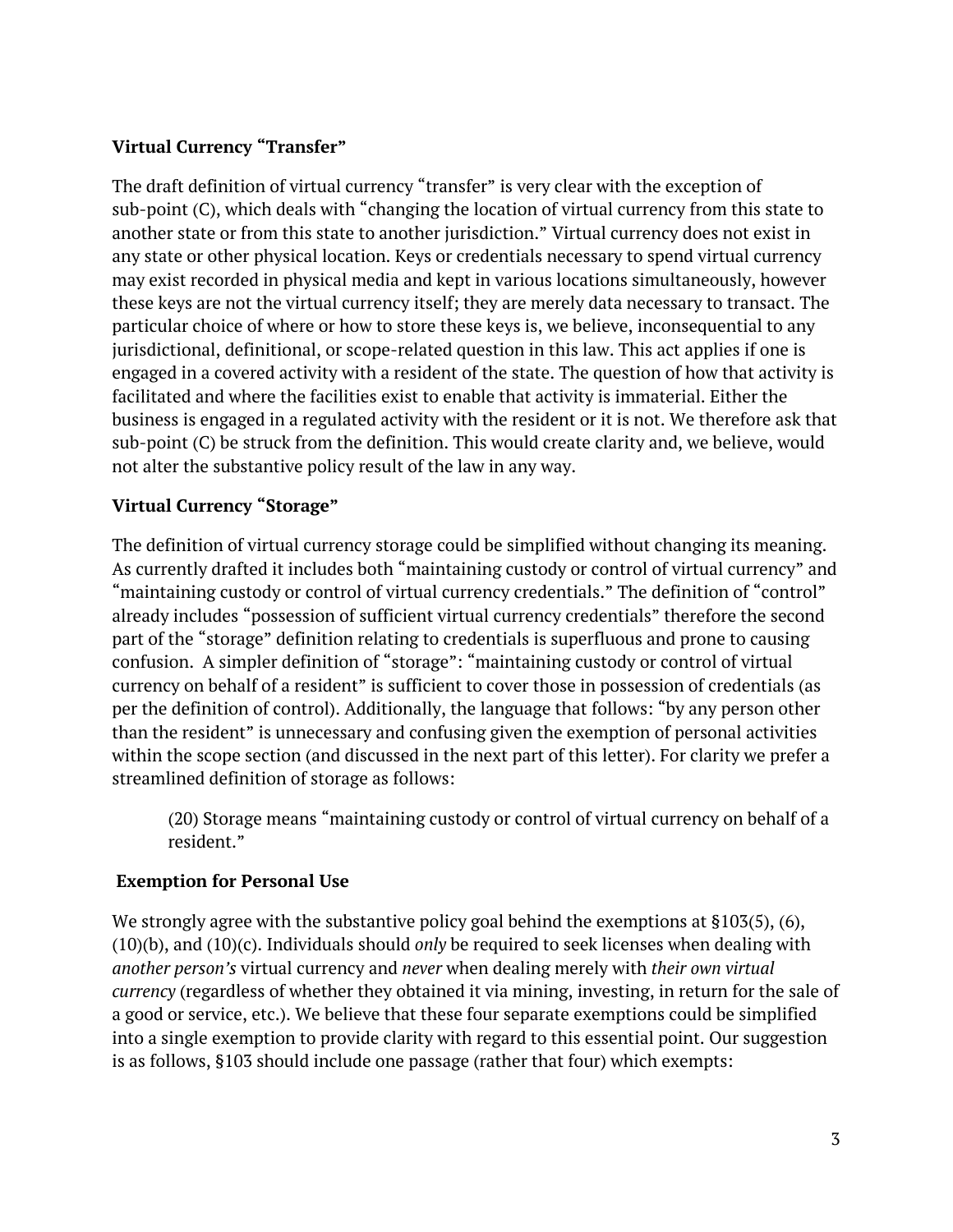**Virtual Currency "Transfer"**

The draft definition of virtual currency "transfer" is very clear with the exception of sub-point (C), which deals with "changing the location of virtual currency from this state to another state or from this state to another jurisdiction." Virtual currency does not exist in any state or other physical location. Keys or credentials necessary to spend virtual currency may exist recorded in physical media and kept in various locations simultaneously, however these keys are not the virtual currency itself; they are merely data necessary to transact. The particular choice of where or how to store these keys is, we believe, inconsequential to any jurisdictional, definitional, or scope-related question in this law. This act applies if one is engaged in a covered activity with a resident of the state. The question of how that activity is facilitated and where the facilities exist to enable that activity is immaterial. Either the business is engaged in a regulated activity with the resident or it is not. We therefore ask that sub-point (C) be struck from the definition. This would create clarity and, we believe, would not alter the substantive policy result of the law in any way.

**Virtual Currency "Storage"**

The definition of virtual currency storage could be simplified without changing its meaning. As currently drafted it includes both "maintaining custody or control of virtual currency" and "maintaining custody or control of virtual currency credentials." The definition of "control" already includes "possession of sufficient virtual currency credentials" therefore the second part of the "storage" definition relating to credentials is superfluous and prone to causing confusion. A simpler definition of "storage": "maintaining custody or control of virtual currency on behalf of a resident" is sufficient to cover those in possession of credentials (as per the definition of control). Additionally, the language that follows: "by any person other than the resident" is unnecessary and confusing given the exemption of personal activities within the scope section (and discussed in the next part of this letter). For clarity we prefer a streamlined definition of storage as follows:

> (20) Storage means "maintaining custody or control of virtual currency on behalf of a resident."

**Exemption for Personal Use**

We strongly agree with the substantive policy goal behind the exemptions at §103(5), (6), (10)(b), and (10)(c). Individuals should *only* be required to seek licenses when dealing with *another person's* virtual currency and *never* when dealing merely with *their own virtual currency* (regardless of whether they obtained it via mining, investing, in return for the sale of a good or service, etc.). We believe that these four separate exemptions could be simplified into a single exemption to provide clarity with regard to this essential point. Our suggestion is as follows, §103 should include one passage (rather that four) which exempts: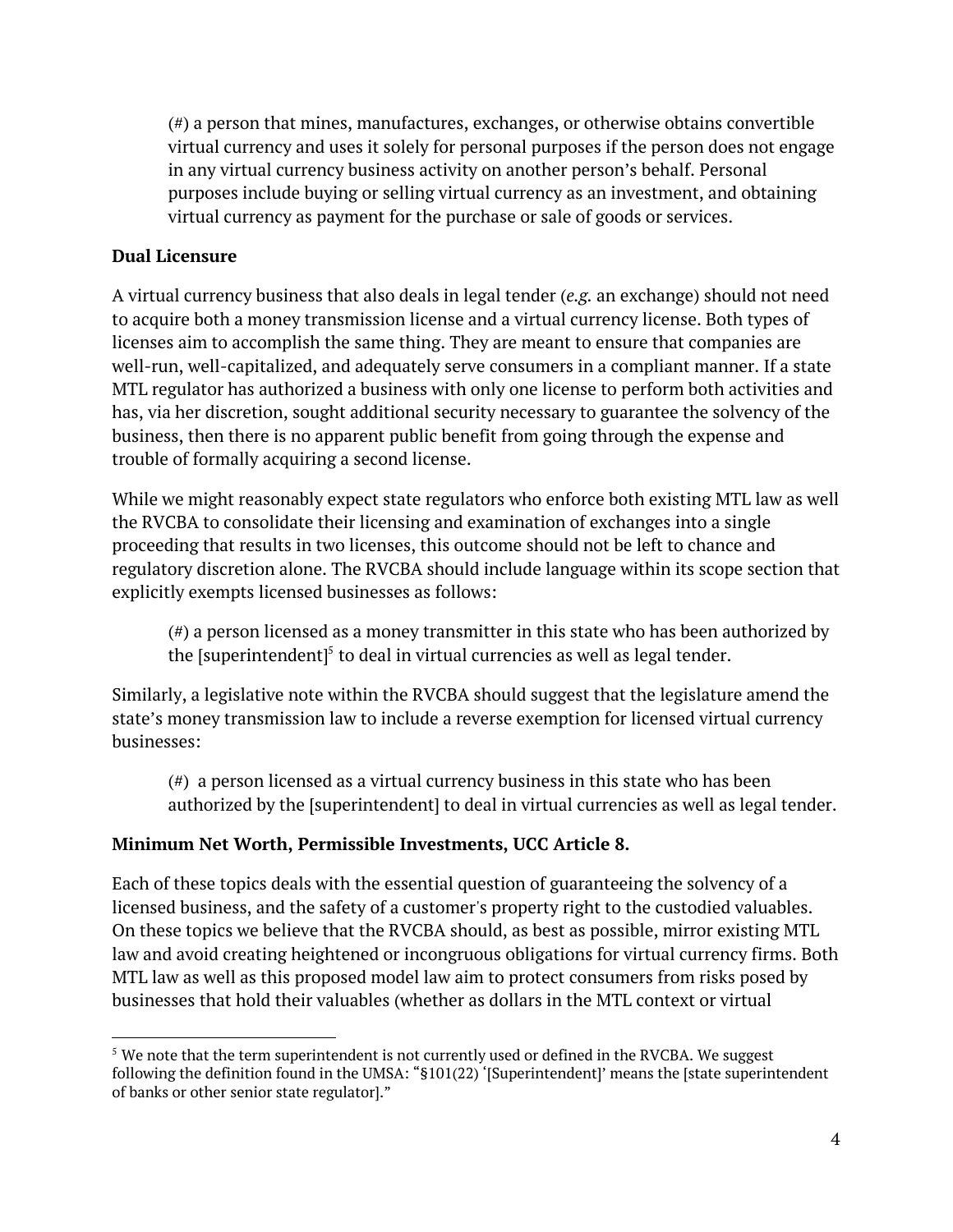(#) a person that mines, manufactures, exchanges, or otherwise obtains convertible virtual currency and uses it solely for personal purposes if the person does not engage in any virtual currency business activity on another person's behalf. Personal purposes include buying or selling virtual currency as an investment, and obtaining virtual currency as payment for the purchase or sale of goods or services.

**Dual Licensure**

A virtual currency business that also deals in legal tender (*e.g.* an exchange) should not need to acquire both a money transmission license and a virtual currency license. Both types of licenses aim to accomplish the same thing. They are meant to ensure that companies are well-run, well-capitalized, and adequately serve consumers in a compliant manner. If a state MTL regulator has authorized a business with only one license to perform both activities and has, via her discretion, sought additional security necessary to guarantee the solvency of the business, then there is no apparent public benefit from going through the expense and trouble of formally acquiring a second license.

While we might reasonably expect state regulators who enforce both existing MTL law as well the RVCBA to consolidate their licensing and examination of exchanges into a single proceeding that results in two licenses, this outcome should not be left to chance and regulatory discretion alone. The RVCBA should include language within its scope section that explicitly exempts licensed businesses as follows:

> (#) a person licensed as a money transmitter in this state who has been authorized by the [superintendent][5] to deal in virtual currencies as well as legal tender.

Similarly, a legislative note within the RVCBA should suggest that the legislature amend the state's money transmission law to include a reverse exemption for licensed virtual currency businesses:

> (#) a person licensed as a virtual currency business in this state who has been authorized by the [superintendent] to deal in virtual currencies as well as legal tender.

**Minimum Net Worth, Permissible Investments, UCC Article 8.**

Each of these topics deals with the essential question of guaranteeing the solvency of a licensed business, and the safety of a customer's property right to the custodied valuables. On these topics we believe that the RVCBA should, as best as possible, mirror existing MTL law and avoid creating heightened or incongruous obligations for virtual currency firms. Both MTL law as well as this proposed model law aim to protect consumers from risks posed by businesses that hold their valuables (whether as dollars in the MTL context or virtual

---

[5] We note that the term superintendent is not currently used or defined in the RVCBA. We suggest following the definition found in the UMSA: "§101(22) '[Superintendent]' means the [state superintendent of banks or other senior state regulator]."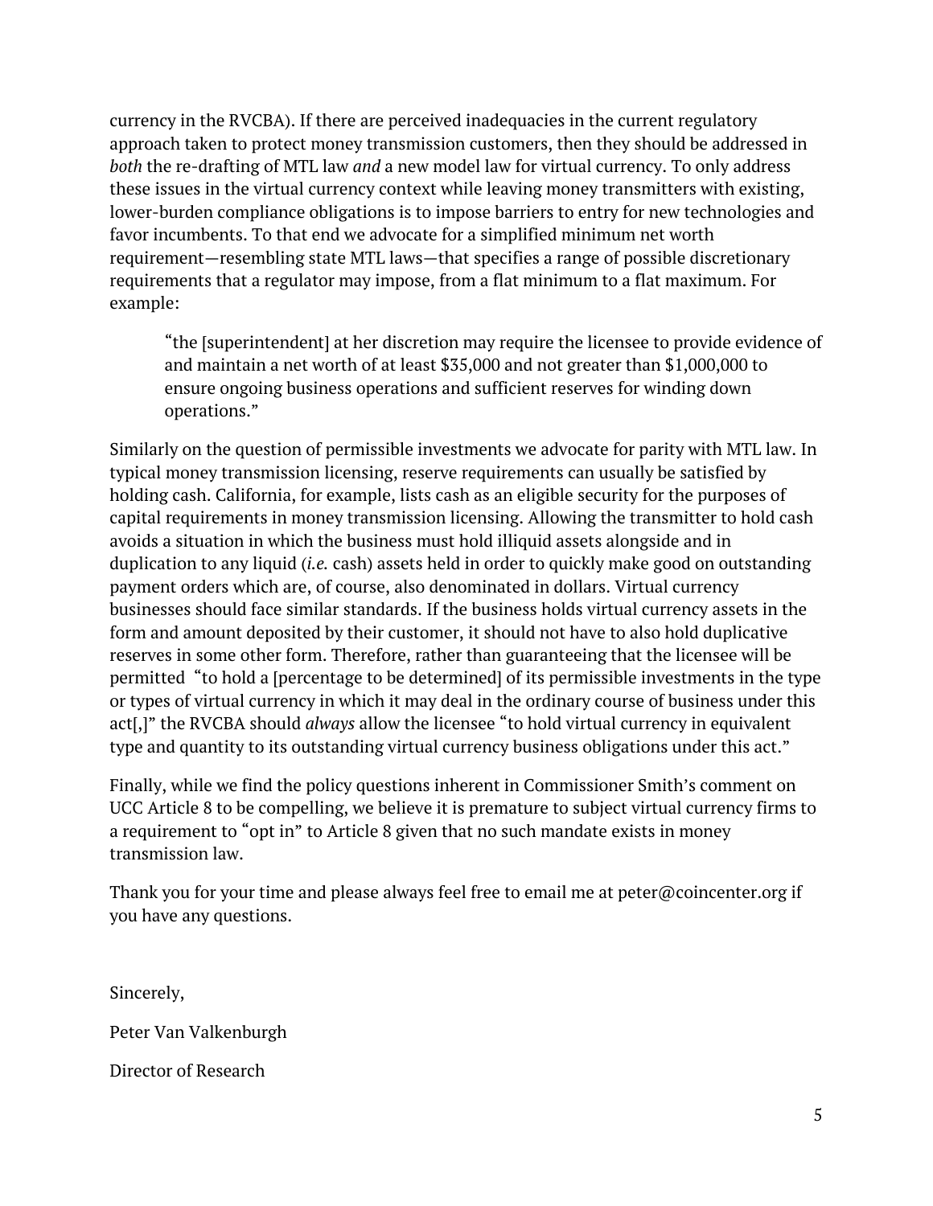currency in the RVCBA). If there are perceived inadequacies in the current regulatory approach taken to protect money transmission customers, then they should be addressed in *both* the re-drafting of MTL law *and* a new model law for virtual currency. To only address these issues in the virtual currency context while leaving money transmitters with existing, lower-burden compliance obligations is to impose barriers to entry for new technologies and favor incumbents. To that end we advocate for a simplified minimum net worth requirement—resembling state MTL laws—that specifies a range of possible discretionary requirements that a regulator may impose, from a flat minimum to a flat maximum. For example:

> "the [superintendent] at her discretion may require the licensee to provide evidence of and maintain a net worth of at least $35,000 and not greater than $1,000,000 to ensure ongoing business operations and sufficient reserves for winding down operations."

Similarly on the question of permissible investments we advocate for parity with MTL law. In typical money transmission licensing, reserve requirements can usually be satisfied by holding cash. California, for example, lists cash as an eligible security for the purposes of capital requirements in money transmission licensing. Allowing the transmitter to hold cash avoids a situation in which the business must hold illiquid assets alongside and in duplication to any liquid (*i.e.* cash) assets held in order to quickly make good on outstanding payment orders which are, of course, also denominated in dollars. Virtual currency businesses should face similar standards. If the business holds virtual currency assets in the form and amount deposited by their customer, it should not have to also hold duplicative reserves in some other form. Therefore, rather than guaranteeing that the licensee will be permitted "to hold a [percentage to be determined] of its permissible investments in the type or types of virtual currency in which it may deal in the ordinary course of business under this act[,]" the RVCBA should *always* allow the licensee "to hold virtual currency in equivalent type and quantity to its outstanding virtual currency business obligations under this act."

Finally, while we find the policy questions inherent in Commissioner Smith's comment on UCC Article 8 to be compelling, we believe it is premature to subject virtual currency firms to a requirement to "opt in" to Article 8 given that no such mandate exists in money transmission law.

Thank you for your time and please always feel free to email me at peter@coincenter.org if you have any questions.

Sincerely,

Peter Van Valkenburgh

Director of Research